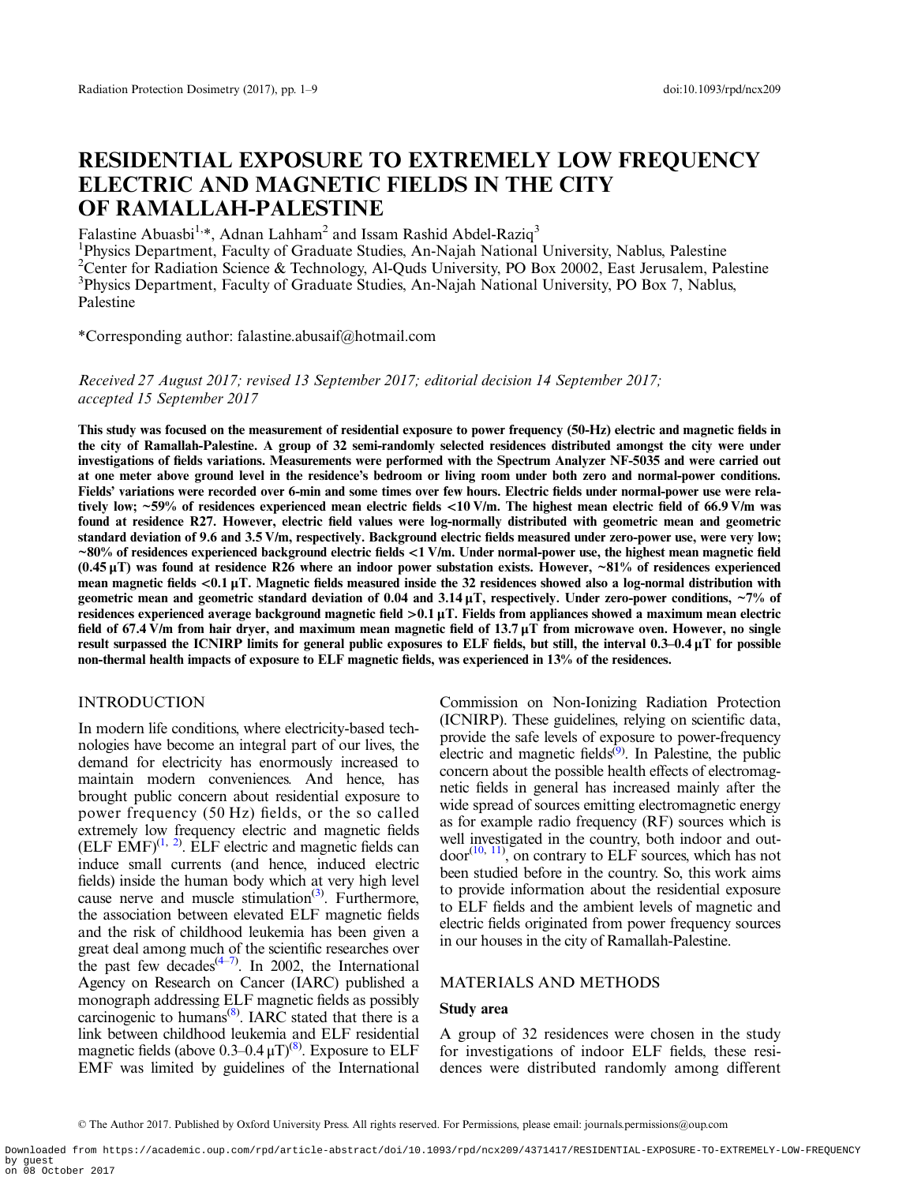# RESIDENTIAL EXPOSURE TO EXTREMELY LOW FREQUENCY ELECTRIC AND MAGNETIC FIELDS IN THE CITY OF RAMALLAH-PALESTINE

Falastine Abuasbi[1,*], Adnan Lahham[2] and Issam Rashid Abdel-Raziq[3]

[1]Physics Department, Faculty of Graduate Studies, An-Najah National University, Nablus, Palestine
[2]Center for Radiation Science & Technology, Al-Quds University, PO Box 20002, East Jerusalem, Palestine
[3]Physics Department, Faculty of Graduate Studies, An-Najah National University, PO Box 7, Nablus, Palestine

*Corresponding author: falastine.abusaif@hotmail.com

*Received 27 August 2017; revised 13 September 2017; editorial decision 14 September 2017; accepted 15 September 2017*

**This study was focused on the measurement of residential exposure to power frequency (50-Hz) electric and magnetic fields in the city of Ramallah-Palestine. A group of 32 semi-randomly selected residences distributed amongst the city were under investigations of fields variations. Measurements were performed with the Spectrum Analyzer NF-5035 and were carried out at one meter above ground level in the residence's bedroom or living room under both zero and normal-power conditions. Fields' variations were recorded over 6-min and some times over few hours. Electric fields under normal-power use were relatively low; ~59% of residences experienced mean electric fields <10 V/m. The highest mean electric field of 66.9 V/m was found at residence R27. However, electric field values were log-normally distributed with geometric mean and geometric standard deviation of 9.6 and 3.5 V/m, respectively. Background electric fields measured under zero-power use, were very low; ~80% of residences experienced background electric fields <1 V/m. Under normal-power use, the highest mean magnetic field (0.45 μT) was found at residence R26 where an indoor power substation exists. However, ~81% of residences experienced mean magnetic fields <0.1 μT. Magnetic fields measured inside the 32 residences showed also a log-normal distribution with geometric mean and geometric standard deviation of 0.04 and 3.14 μT, respectively. Under zero-power conditions, ~7% of residences experienced average background magnetic field >0.1 μT. Fields from appliances showed a maximum mean electric field of 67.4 V/m from hair dryer, and maximum mean magnetic field of 13.7 μT from microwave oven. However, no single result surpassed the ICNIRP limits for general public exposures to ELF fields, but still, the interval 0.3–0.4 μT for possible non-thermal health impacts of exposure to ELF magnetic fields, was experienced in 13% of the residences.**

## INTRODUCTION

In modern life conditions, where electricity-based technologies have become an integral part of our lives, the demand for electricity has enormously increased to maintain modern conveniences. And hence, has brought public concern about residential exposure to power frequency (50 Hz) fields, or the so called extremely low frequency electric and magnetic fields (ELF EMF)[1, 2]. ELF electric and magnetic fields can induce small currents (and hence, induced electric fields) inside the human body which at very high level cause nerve and muscle stimulation[3]. Furthermore, the association between elevated ELF magnetic fields and the risk of childhood leukemia has been given a great deal among much of the scientific researches over the past few decades[4–7]. In 2002, the International Agency on Research on Cancer (IARC) published a monograph addressing ELF magnetic fields as possibly carcinogenic to humans[8]. IARC stated that there is a link between childhood leukemia and ELF residential magnetic fields (above 0.3–0.4 μT)[8]. Exposure to ELF EMF was limited by guidelines of the International Commission on Non-Ionizing Radiation Protection (ICNIRP). These guidelines, relying on scientific data, provide the safe levels of exposure to power-frequency electric and magnetic fields[9]. In Palestine, the public concern about the possible health effects of electromagnetic fields in general has increased mainly after the wide spread of sources emitting electromagnetic energy as for example radio frequency (RF) sources which is well investigated in the country, both indoor and outdoor[10, 11], on contrary to ELF sources, which has not been studied before in the country. So, this work aims to provide information about the residential exposure to ELF fields and the ambient levels of magnetic and electric fields originated from power frequency sources in our houses in the city of Ramallah-Palestine.

## MATERIALS AND METHODS

### Study area

A group of 32 residences were chosen in the study for investigations of indoor ELF fields, these residences were distributed randomly among different

© The Author 2017. Published by Oxford University Press. All rights reserved. For Permissions, please email: journals.permissions@oup.com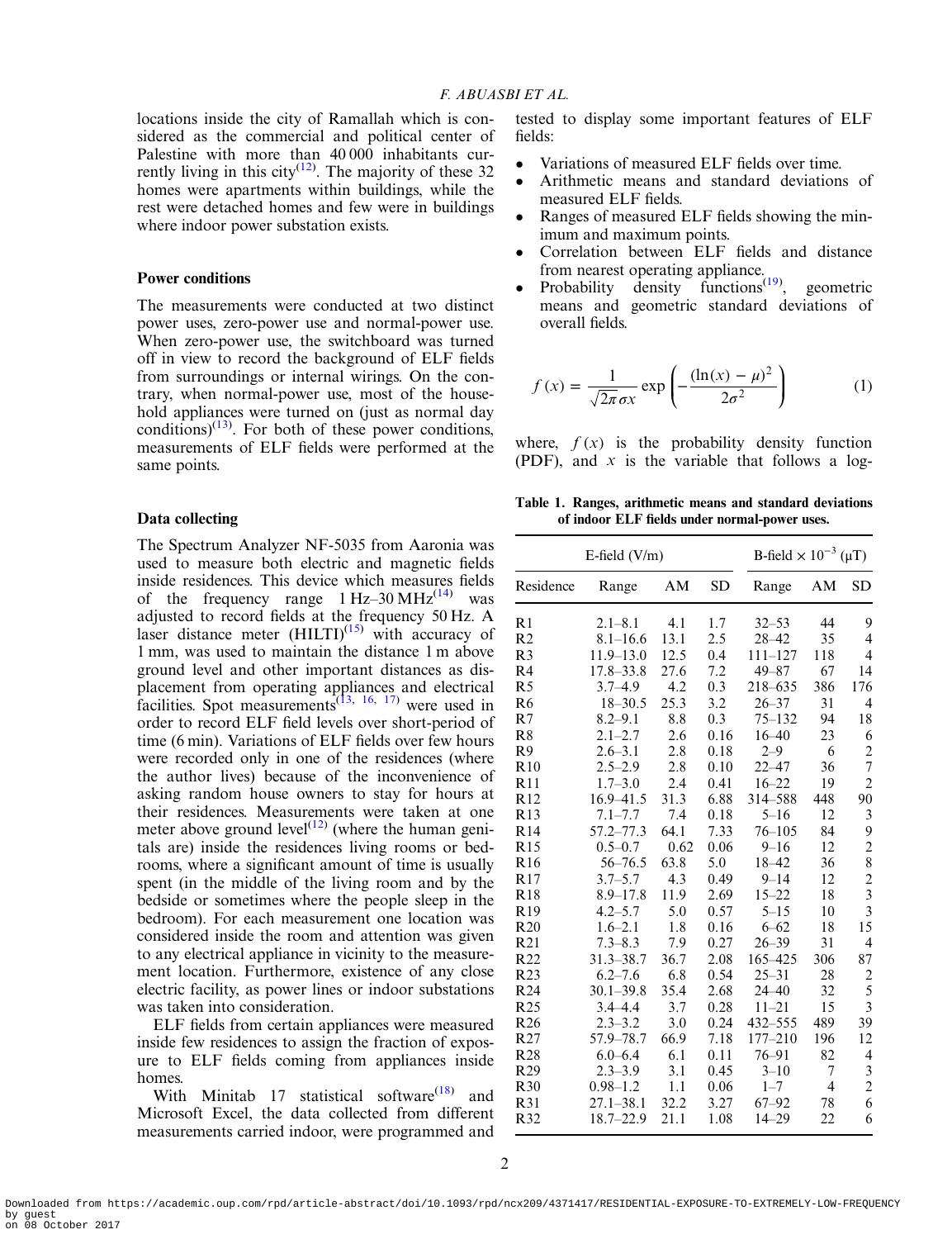locations inside the city of Ramallah which is considered as the commercial and political center of Palestine with more than 40 000 inhabitants currently living in this city[12]. The majority of these 32 homes were apartments within buildings, while the rest were detached homes and few were in buildings where indoor power substation exists.

### Power conditions

The measurements were conducted at two distinct power uses, zero-power use and normal-power use. When zero-power use, the switchboard was turned off in view to record the background of ELF fields from surroundings or internal wirings. On the contrary, when normal-power use, most of the household appliances were turned on (just as normal day conditions)[13]. For both of these power conditions, measurements of ELF fields were performed at the same points.

### Data collecting

The Spectrum Analyzer NF-5035 from Aaronia was used to measure both electric and magnetic fields inside residences. This device which measures fields of the frequency range 1 Hz–30 MHz[14] was adjusted to record fields at the frequency 50 Hz. A laser distance meter (HILTI)[15] with accuracy of 1 mm, was used to maintain the distance 1 m above ground level and other important distances as displacement from operating appliances and electrical facilities. Spot measurements[13, 16, 17] were used in order to record ELF field levels over short-period of time (6 min). Variations of ELF fields over few hours were recorded only in one of the residences (where the author lives) because of the inconvenience of asking random house owners to stay for hours at their residences. Measurements were taken at one meter above ground level[12] (where the human genitals are) inside the residences living rooms or bedrooms, where a significant amount of time is usually spent (in the middle of the living room and by the bedside or sometimes where the people sleep in the bedroom). For each measurement one location was considered inside the room and attention was given to any electrical appliance in vicinity to the measurement location. Furthermore, existence of any close electric facility, as power lines or indoor substations was taken into consideration.

ELF fields from certain appliances were measured inside few residences to assign the fraction of exposure to ELF fields coming from appliances inside homes.

With Minitab 17 statistical software[18] and Microsoft Excel, the data collected from different measurements carried indoor, were programmed and tested to display some important features of ELF fields:

- Variations of measured ELF fields over time.
- Arithmetic means and standard deviations of measured ELF fields.
- Ranges of measured ELF fields showing the minimum and maximum points.
- Correlation between ELF fields and distance from nearest operating appliance.
- Probability density functions[19], geometric means and geometric standard deviations of overall fields.

$$f(x) = \frac{1}{\sqrt{2\pi}\sigma x} \exp\left(-\frac{(\ln(x) - \mu)^2}{2\sigma^2}\right) \tag{1}$$

where, $f(x)$ is the probability density function (PDF), and $x$ is the variable that follows a log-

**Table 1. Ranges, arithmetic means and standard deviations of indoor ELF fields under normal-power uses.**

| | E-field (V/m) | | | B-field × $10^{-3}$ (μT) | | |
|---|---|---|---|---|---|---|
| Residence | Range | AM | SD | Range | AM | SD |
| R1 | 2.1–8.1 | 4.1 | 1.7 | 32–53 | 44 | 9 |
| R2 | 8.1–16.6 | 13.1 | 2.5 | 28–42 | 35 | 4 |
| R3 | 11.9–13.0 | 12.5 | 0.4 | 111–127 | 118 | 4 |
| R4 | 17.8–33.8 | 27.6 | 7.2 | 49–87 | 67 | 14 |
| R5 | 3.7–4.9 | 4.2 | 0.3 | 218–635 | 386 | 176 |
| R6 | 18–30.5 | 25.3 | 3.2 | 26–37 | 31 | 4 |
| R7 | 8.2–9.1 | 8.8 | 0.3 | 75–132 | 94 | 18 |
| R8 | 2.1–2.7 | 2.6 | 0.16 | 16–40 | 23 | 6 |
| R9 | 2.6–3.1 | 2.8 | 0.18 | 2–9 | 6 | 2 |
| R10 | 2.5–2.9 | 2.8 | 0.10 | 22–47 | 36 | 7 |
| R11 | 1.7–3.0 | 2.4 | 0.41 | 16–22 | 19 | 2 |
| R12 | 16.9–41.5 | 31.3 | 6.88 | 314–588 | 448 | 90 |
| R13 | 7.1–7.7 | 7.4 | 0.18 | 5–16 | 12 | 3 |
| R14 | 57.2–77.3 | 64.1 | 7.33 | 76–105 | 84 | 9 |
| R15 | 0.5–0.7 | 0.62 | 0.06 | 9–16 | 12 | 2 |
| R16 | 56–76.5 | 63.8 | 5.0 | 18–42 | 36 | 8 |
| R17 | 3.7–5.7 | 4.3 | 0.49 | 9–14 | 12 | 2 |
| R18 | 8.9–17.8 | 11.9 | 2.69 | 15–22 | 18 | 3 |
| R19 | 4.2–5.7 | 5.0 | 0.57 | 5–15 | 10 | 3 |
| R20 | 1.6–2.1 | 1.8 | 0.16 | 6–62 | 18 | 15 |
| R21 | 7.3–8.3 | 7.9 | 0.27 | 26–39 | 31 | 4 |
| R22 | 31.3–38.7 | 36.7 | 2.08 | 165–425 | 306 | 87 |
| R23 | 6.2–7.6 | 6.8 | 0.54 | 25–31 | 28 | 2 |
| R24 | 30.1–39.8 | 35.4 | 2.68 | 24–40 | 32 | 5 |
| R25 | 3.4–4.4 | 3.7 | 0.28 | 11–21 | 15 | 3 |
| R26 | 2.3–3.2 | 3.0 | 0.24 | 432–555 | 489 | 39 |
| R27 | 57.9–78.7 | 66.9 | 7.18 | 177–210 | 196 | 12 |
| R28 | 6.0–6.4 | 6.1 | 0.11 | 76–91 | 82 | 4 |
| R29 | 2.3–3.9 | 3.1 | 0.45 | 3–10 | 7 | 3 |
| R30 | 0.98–1.2 | 1.1 | 0.06 | 1–7 | 4 | 2 |
| R31 | 27.1–38.1 | 32.2 | 3.27 | 67–92 | 78 | 6 |
| R32 | 18.7–22.9 | 21.1 | 1.08 | 14–29 | 22 | 6 |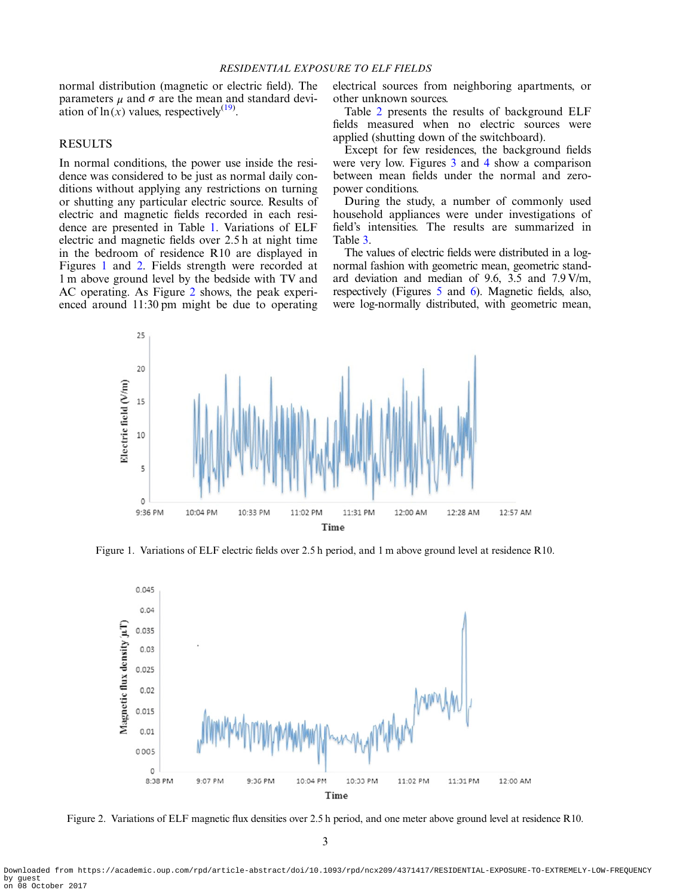normal distribution (magnetic or electric field). The parameters $\mu$ and $\sigma$ are the mean and standard deviation of $\ln(x)$ values, respectively[19].

## RESULTS

In normal conditions, the power use inside the residence was considered to be just as normal daily conditions without applying any restrictions on turning or shutting any particular electric source. Results of electric and magnetic fields recorded in each residence are presented in Table 1. Variations of ELF electric and magnetic fields over 2.5 h at night time in the bedroom of residence R10 are displayed in Figures 1 and 2. Fields strength were recorded at 1 m above ground level by the bedside with TV and AC operating. As Figure 2 shows, the peak experienced around 11:30 pm might be due to operating electrical sources from neighboring apartments, or other unknown sources.

Table 2 presents the results of background ELF fields measured when no electric sources were applied (shutting down of the switchboard).

Except for few residences, the background fields were very low. Figures 3 and 4 show a comparison between mean fields under the normal and zero-power conditions.

During the study, a number of commonly used household appliances were under investigations of field's intensities. The results are summarized in Table 3.

The values of electric fields were distributed in a log-normal fashion with geometric mean, geometric standard deviation and median of 9.6, 3.5 and 7.9 V/m, respectively (Figures 5 and 6). Magnetic fields, also, were log-normally distributed, with geometric mean,

Figure 1. Variations of ELF electric fields over 2.5 h period, and 1 m above ground level at residence R10.

Figure 2. Variations of ELF magnetic flux densities over 2.5 h period, and one meter above ground level at residence R10.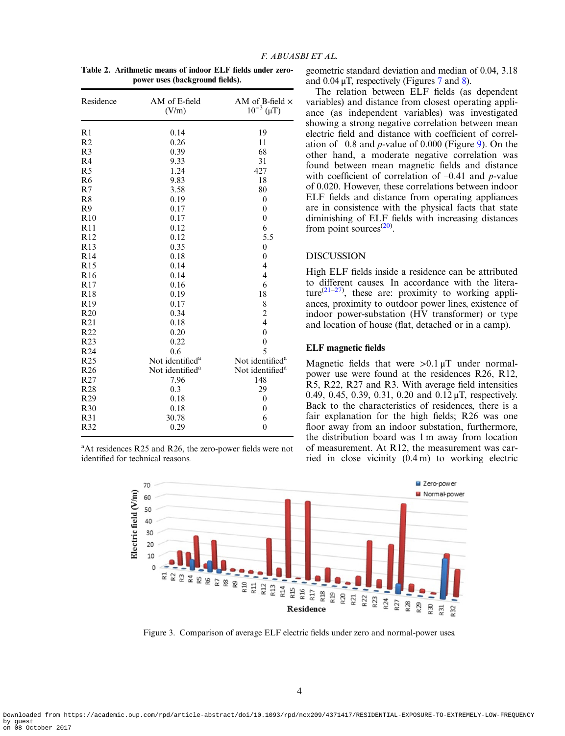**Table 2. Arithmetic means of indoor ELF fields under zero-power uses (background fields).**

| Residence | AM of E-field (V/m) | AM of B-field × $10^{-3}$ (μT) |
|---|---|---|
| R1 | 0.14 | 19 |
| R2 | 0.26 | 11 |
| R3 | 0.39 | 68 |
| R4 | 9.33 | 31 |
| R5 | 1.24 | 427 |
| R6 | 9.83 | 18 |
| R7 | 3.58 | 80 |
| R8 | 0.19 | 0 |
| R9 | 0.17 | 0 |
| R10 | 0.17 | 0 |
| R11 | 0.12 | 6 |
| R12 | 0.12 | 5.5 |
| R13 | 0.35 | 0 |
| R14 | 0.18 | 0 |
| R15 | 0.14 | 4 |
| R16 | 0.14 | 4 |
| R17 | 0.16 | 6 |
| R18 | 0.19 | 18 |
| R19 | 0.17 | 8 |
| R20 | 0.34 | 2 |
| R21 | 0.18 | 4 |
| R22 | 0.20 | 0 |
| R23 | 0.22 | 0 |
| R24 | 0.6 | 5 |
| R25 | Not identified[a] | Not identified[a] |
| R26 | Not identified[a] | Not identified[a] |
| R27 | 7.96 | 148 |
| R28 | 0.3 | 29 |
| R29 | 0.18 | 0 |
| R30 | 0.18 | 0 |
| R31 | 30.78 | 6 |
| R32 | 0.29 | 0 |

[a]At residences R25 and R26, the zero-power fields were not identified for technical reasons.

geometric standard deviation and median of 0.04, 3.18 and 0.04 μT, respectively (Figures 7 and 8).

The relation between ELF fields (as dependent variables) and distance from closest operating appliance (as independent variables) was investigated showing a strong negative correlation between mean electric field and distance with coefficient of correlation of –0.8 and $p$-value of 0.000 (Figure 9). On the other hand, a moderate negative correlation was found between mean magnetic fields and distance with coefficient of correlation of –0.41 and $p$-value of 0.020. However, these correlations between indoor ELF fields and distance from operating appliances are in consistence with the physical facts that state diminishing of ELF fields with increasing distances from point sources[20].

## DISCUSSION

High ELF fields inside a residence can be attributed to different causes. In accordance with the literature[21–27], these are: proximity to working appliances, proximity to outdoor power lines, existence of indoor power-substation (HV transformer) or type and location of house (flat, detached or in a camp).

### ELF magnetic fields

Magnetic fields that were >0.1 μT under normal-power use were found at the residences R26, R12, R5, R22, R27 and R3. With average field intensities 0.49, 0.45, 0.39, 0.31, 0.20 and 0.12 μT, respectively. Back to the characteristics of residences, there is a fair explanation for the high fields; R26 was one floor away from an indoor substation, furthermore, the distribution board was 1 m away from location of measurement. At R12, the measurement was carried in close vicinity (0.4 m) to working electric

Figure 3. Comparison of average ELF electric fields under zero and normal-power uses.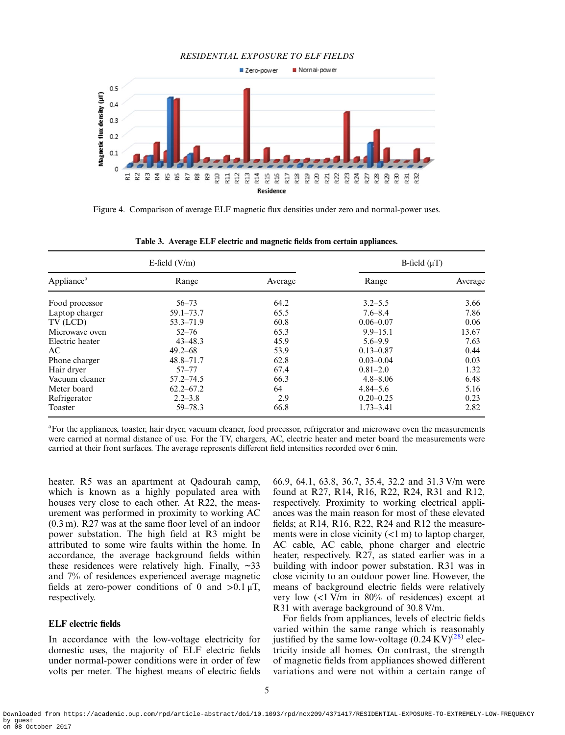Figure 4. Comparison of average ELF magnetic flux densities under zero and normal-power uses.

**Table 3. Average ELF electric and magnetic fields from certain appliances.**

| Appliance[a] | E-field (V/m) Range | E-field (V/m) Average | B-field (μT) Range | B-field (μT) Average |
|---|---|---|---|---|
| Food processor | 56–73 | 64.2 | 3.2–5.5 | 3.66 |
| Laptop charger | 59.1–73.7 | 65.5 | 7.6–8.4 | 7.86 |
| TV (LCD) | 53.3–71.9 | 60.8 | 0.06–0.07 | 0.06 |
| Microwave oven | 52–76 | 65.3 | 9.9–15.1 | 13.67 |
| Electric heater | 43–48.3 | 45.9 | 5.6–9.9 | 7.63 |
| AC | 49.2–68 | 53.9 | 0.13–0.87 | 0.44 |
| Phone charger | 48.8–71.7 | 62.8 | 0.03–0.04 | 0.03 |
| Hair dryer | 57–77 | 67.4 | 0.81–2.0 | 1.32 |
| Vacuum cleaner | 57.2–74.5 | 66.3 | 4.8–8.06 | 6.48 |
| Meter board | 62.2–67.2 | 64 | 4.84–5.6 | 5.16 |
| Refrigerator | 2.2–3.8 | 2.9 | 0.20–0.25 | 0.23 |
| Toaster | 59–78.3 | 66.8 | 1.73–3.41 | 2.82 |

[a]For the appliances, toaster, hair dryer, vacuum cleaner, food processor, refrigerator and microwave oven the measurements were carried at normal distance of use. For the TV, chargers, AC, electric heater and meter board the measurements were carried at their front surfaces. The average represents different field intensities recorded over 6 min.

heater. R5 was an apartment at Qadourah camp, which is known as a highly populated area with houses very close to each other. At R22, the measurement was performed in proximity to working AC (0.3 m). R27 was at the same floor level of an indoor power substation. The high field at R3 might be attributed to some wire faults within the home. In accordance, the average background fields within these residences were relatively high. Finally, ~33 and 7% of residences experienced average magnetic fields at zero-power conditions of 0 and >0.1 μT, respectively.

### ELF electric fields

In accordance with the low-voltage electricity for domestic uses, the majority of ELF electric fields under normal-power conditions were in order of few volts per meter. The highest means of electric fields 66.9, 64.1, 63.8, 36.7, 35.4, 32.2 and 31.3 V/m were found at R27, R14, R16, R22, R24, R31 and R12, respectively. Proximity to working electrical appliances was the main reason for most of these elevated fields; at R14, R16, R22, R24 and R12 the measurements were in close vicinity (<1 m) to laptop charger, AC cable, AC cable, phone charger and electric heater, respectively. R27, as stated earlier was in a building with indoor power substation. R31 was in close vicinity to an outdoor power line. However, the means of background electric fields were relatively very low (<1 V/m in 80% of residences) except at R31 with average background of 30.8 V/m.

For fields from appliances, levels of electric fields varied within the same range which is reasonably justified by the same low-voltage (0.24 KV)[28] electricity inside all homes. On contrast, the strength of magnetic fields from appliances showed different variations and were not within a certain range of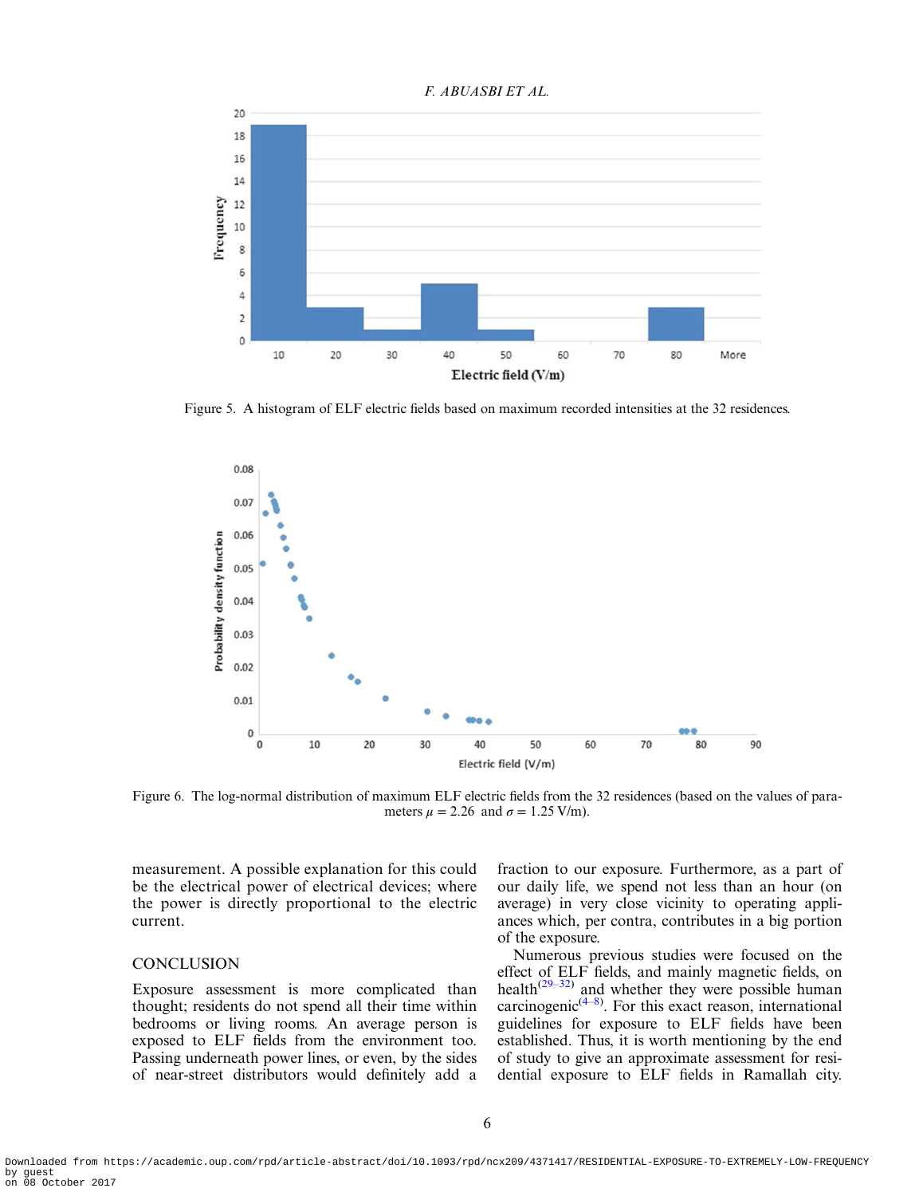Figure 5. A histogram of ELF electric fields based on maximum recorded intensities at the 32 residences.

Figure 6. The log-normal distribution of maximum ELF electric fields from the 32 residences (based on the values of parameters $\mu = 2.26$ and $\sigma = 1.25$ V/m).

measurement. A possible explanation for this could be the electrical power of electrical devices; where the power is directly proportional to the electric current.

## CONCLUSION

Exposure assessment is more complicated than thought; residents do not spend all their time within bedrooms or living rooms. An average person is exposed to ELF fields from the environment too. Passing underneath power lines, or even, by the sides of near-street distributors would definitely add a fraction to our exposure. Furthermore, as a part of our daily life, we spend not less than an hour (on average) in very close vicinity to operating appliances which, per contra, contributes in a big portion of the exposure.

Numerous previous studies were focused on the effect of ELF fields, and mainly magnetic fields, on health[29–32] and whether they were possible human carcinogenic[4–8]. For this exact reason, international guidelines for exposure to ELF fields have been established. Thus, it is worth mentioning by the end of study to give an approximate assessment for residential exposure to ELF fields in Ramallah city.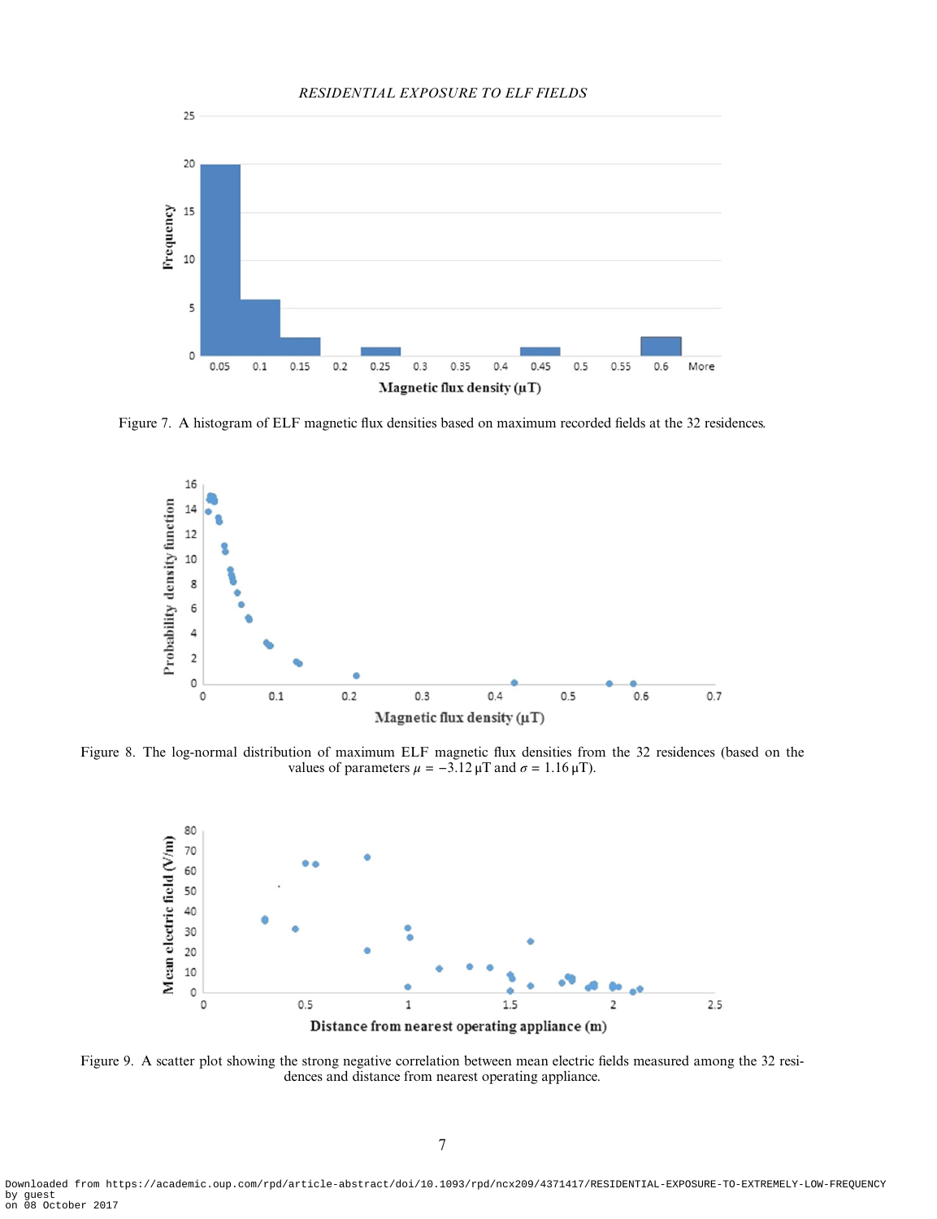Figure 7. A histogram of ELF magnetic flux densities based on maximum recorded fields at the 32 residences.

Figure 8. The log-normal distribution of maximum ELF magnetic flux densities from the 32 residences (based on the values of parameters $\mu = -3.12\,\mu\text{T}$ and $\sigma = 1.16\,\mu\text{T}$).

Figure 9. A scatter plot showing the strong negative correlation between mean electric fields measured among the 32 residences and distance from nearest operating appliance.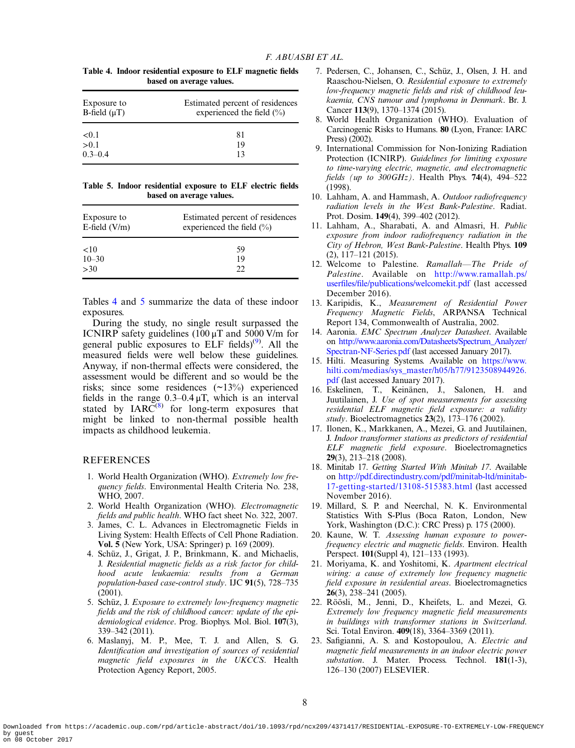**Table 4. Indoor residential exposure to ELF magnetic fields based on average values.**

| Exposure to B-field (μT) | Estimated percent of residences experienced the field (%) |
|---|---|
| <0.1 | 81 |
| >0.1 | 19 |
| 0.3–0.4 | 13 |

**Table 5. Indoor residential exposure to ELF electric fields based on average values.**

| Exposure to E-field (V/m) | Estimated percent of residences experienced the field (%) |
|---|---|
| <10 | 59 |
| 10–30 | 19 |
| >30 | 22 |

Tables 4 and 5 summarize the data of these indoor exposures.

During the study, no single result surpassed the ICNIRP safety guidelines (100 μT and 5000 V/m for general public exposures to ELF fields)[9]. All the measured fields were well below these guidelines. Anyway, if non-thermal effects were considered, the assessment would be different and so would be the risks; since some residences (~13%) experienced fields in the range 0.3–0.4 μT, which is an interval stated by IARC[8] for long-term exposures that might be linked to non-thermal possible health impacts as childhood leukemia.

## REFERENCES

1. World Health Organization (WHO). *Extremely low frequency fields*. Environmental Health Criteria No. 238, WHO, 2007.
2. World Health Organization (WHO). *Electromagnetic fields and public health*. WHO fact sheet No. 322, 2007.
3. James, C. L. Advances in Electromagnetic Fields in Living System: Health Effects of Cell Phone Radiation. **Vol. 5** (New York, USA: Springer) p. 169 (2009).
4. Schüz, J., Grigat, J. P., Brinkmann, K. and Michaelis, J. *Residential magnetic fields as a risk factor for childhood acute leukaemia: results from a German population-based case-control study*. IJC **91**(5), 728–735 (2001).
5. Schüz, J. *Exposure to extremely low-frequency magnetic fields and the risk of childhood cancer: update of the epidemiological evidence*. Prog. Biophys. Mol. Biol. **107**(3), 339–342 (2011).
6. Maslanyj, M. P., Mee, T. J. and Allen, S. G. *Identification and investigation of sources of residential magnetic field exposures in the UKCCS*. Health Protection Agency Report, 2005.
7. Pedersen, C., Johansen, C., Schüz, J., Olsen, J. H. and Raaschou-Nielsen, O. *Residential exposure to extremely low-frequency magnetic fields and risk of childhood leukaemia, CNS tumour and lymphoma in Denmark*. Br. J. Cancer **113**(9), 1370–1374 (2015).
8. World Health Organization (WHO). Evaluation of Carcinogenic Risks to Humans. **80** (Lyon, France: IARC Press) (2002).
9. International Commission for Non-Ionizing Radiation Protection (ICNIRP). *Guidelines for limiting exposure to time-varying electric, magnetic, and electromagnetic fields (up to 300GHz)*. Health Phys. **74**(4), 494–522 (1998).
10. Lahham, A. and Hammash, A. *Outdoor radiofrequency radiation levels in the West Bank-Palestine*. Radiat. Prot. Dosim. **149**(4), 399–402 (2012).
11. Lahham, A., Sharabati, A. and Almasri, H. *Public exposure from indoor radiofrequency radiation in the City of Hebron, West Bank-Palestine*. Health Phys. **109** (2), 117–121 (2015).
12. Welcome to Palestine. *Ramallah—The Pride of Palestine*. Available on http://www.ramallah.ps/userfiles/file/publications/welcomekit.pdf (last accessed December 2016).
13. Karipidis, K., *Measurement of Residential Power Frequency Magnetic Fields*, ARPANSA Technical Report 134, Commonwealth of Australia, 2002.
14. Aaronia. *EMC Spectrum Analyzer Datasheet*. Available on http://www.aaronia.com/Datasheets/Spectrum_Analyzer/Spectran-NF-Series.pdf (last accessed January 2017).
15. Hilti. Measuring Systems. Available on https://www.hilti.com/medias/sys_master/h05/h77/9123508944926.pdf (last accessed January 2017).
16. Eskelinen, T., Keinänen, J., Salonen, H. and Juutilainen, J. *Use of spot measurements for assessing residential ELF magnetic field exposure: a validity study*. Bioelectromagnetics **23**(2), 173–176 (2002).
17. Ilonen, K., Markkanen, A., Mezei, G. and Juutilainen, J. *Indoor transformer stations as predictors of residential ELF magnetic field exposure*. Bioelectromagnetics **29**(3), 213–218 (2008).
18. Minitab 17. *Getting Started With Minitab 17*. Available on http://pdf.directindustry.com/pdf/minitab-ltd/minitab-17-getting-started/13108-515383.html (last accessed November 2016).
19. Millard, S. P. and Neerchal, N. K. Environmental Statistics With S-Plus (Boca Raton, London, New York, Washington (D.C.): CRC Press) p. 175 (2000).
20. Kaune, W. T. *Assessing human exposure to power-frequency electric and magnetic fields*. Environ. Health Perspect. **101**(Suppl 4), 121–133 (1993).
21. Moriyama, K. and Yoshitomi, K. *Apartment electrical wiring: a cause of extremely low frequency magnetic field exposure in residential areas*. Bioelectromagnetics **26**(3), 238–241 (2005).
22. Röösli, M., Jenni, D., Kheifets, L. and Mezei, G. *Extremely low frequency magnetic field measurements in buildings with transformer stations in Switzerland*. Sci. Total Environ. **409**(18), 3364–3369 (2011).
23. Safigianni, A. S. and Kostopoulou, A. *Electric and magnetic field measurements in an indoor electric power substation*. J. Mater. Process. Technol. **181**(1-3), 126–130 (2007) ELSEVIER.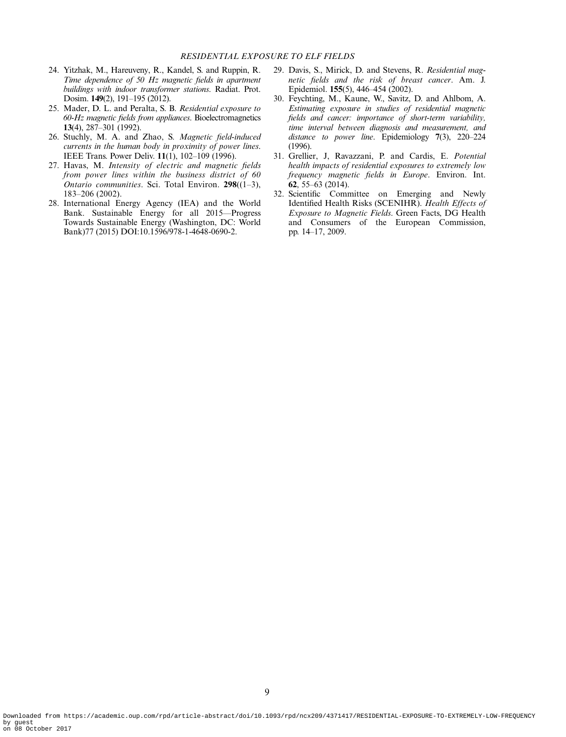24. Yitzhak, M., Hareuveny, R., Kandel, S. and Ruppin, R. *Time dependence of 50 Hz magnetic fields in apartment buildings with indoor transformer stations*. Radiat. Prot. Dosim. **149**(2), 191–195 (2012).
25. Mader, D. L. and Peralta, S. B. *Residential exposure to 60-Hz magnetic fields from appliances*. Bioelectromagnetics **13**(4), 287–301 (1992).
26. Stuchly, M. A. and Zhao, S. *Magnetic field-induced currents in the human body in proximity of power lines*. IEEE Trans. Power Deliv. **11**(1), 102–109 (1996).
27. Havas, M. *Intensity of electric and magnetic fields from power lines within the business district of 60 Ontario communities*. Sci. Total Environ. **298**((1–3), 183–206 (2002).
28. International Energy Agency (IEA) and the World Bank. Sustainable Energy for all 2015—Progress Towards Sustainable Energy (Washington, DC: World Bank)77 (2015) DOI:10.1596/978-1-4648-0690-2.
29. Davis, S., Mirick, D. and Stevens, R. *Residential magnetic fields and the risk of breast cancer*. Am. J. Epidemiol. **155**(5), 446–454 (2002).
30. Feychting, M., Kaune, W., Savitz, D. and Ahlbom, A. *Estimating exposure in studies of residential magnetic fields and cancer: importance of short-term variability, time interval between diagnosis and measurement, and distance to power line*. Epidemiology **7**(3), 220–224 (1996).
31. Grellier, J, Ravazzani, P. and Cardis, E. *Potential health impacts of residential exposures to extremely low frequency magnetic fields in Europe*. Environ. Int. **62**, 55–63 (2014).
32. Scientific Committee on Emerging and Newly Identified Health Risks (SCENIHR). *Health Effects of Exposure to Magnetic Fields*. Green Facts, DG Health and Consumers of the European Commission, pp. 14–17, 2009.